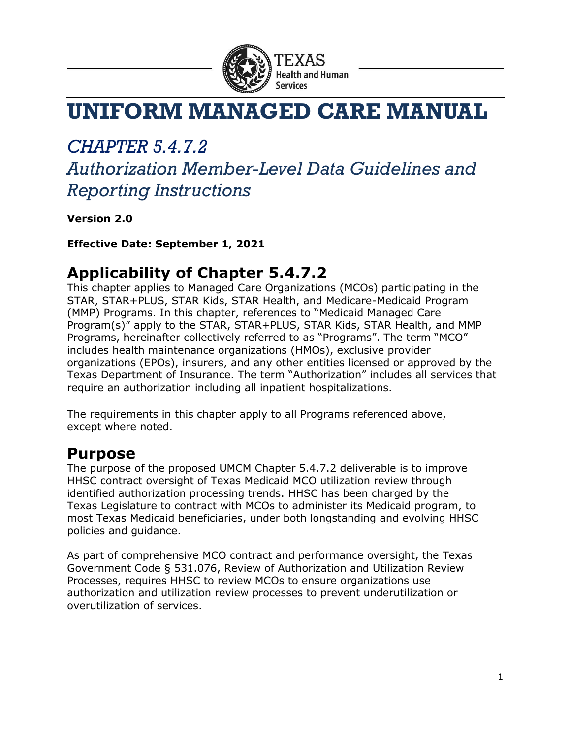# UNIFORM MANAGED CARE MANUAL

## *CHAPTER 5.4.7.2*

## *Authorization Member-Level Data Guidelines and Reporting Instructions*

**Version 2.0**

**Effective Date: September 1, 2021**

## Applicability of Chapter 5.4.7.2

This chapter applies to Managed Care Organizations (MCOs) participating in the STAR, STAR+PLUS, STAR Kids, STAR Health, and Medicare-Medicaid Program (MMP) Programs. In this chapter, references to "Medicaid Managed Care Program(s)" apply to the STAR, STAR+PLUS, STAR Kids, STAR Health, and MMP Programs, hereinafter collectively referred to as "Programs". The term "MCO" includes health maintenance organizations (HMOs), exclusive provider organizations (EPOs), insurers, and any other entities licensed or approved by the Texas Department of Insurance. The term "Authorization" includes all services that require an authorization including all inpatient hospitalizations.

The requirements in this chapter apply to all Programs referenced above, except where noted.

## Purpose

The purpose of the proposed UMCM Chapter 5.4.7.2 deliverable is to improve HHSC contract oversight of Texas Medicaid MCO utilization review through identified authorization processing trends. HHSC has been charged by the Texas Legislature to contract with MCOs to administer its Medicaid program, to most Texas Medicaid beneficiaries, under both longstanding and evolving HHSC policies and guidance.

As part of comprehensive MCO contract and performance oversight, the Texas Government Code § 531.076, Review of Authorization and Utilization Review Processes, requires HHSC to review MCOs to ensure organizations use authorization and utilization review processes to prevent underutilization or overutilization of services.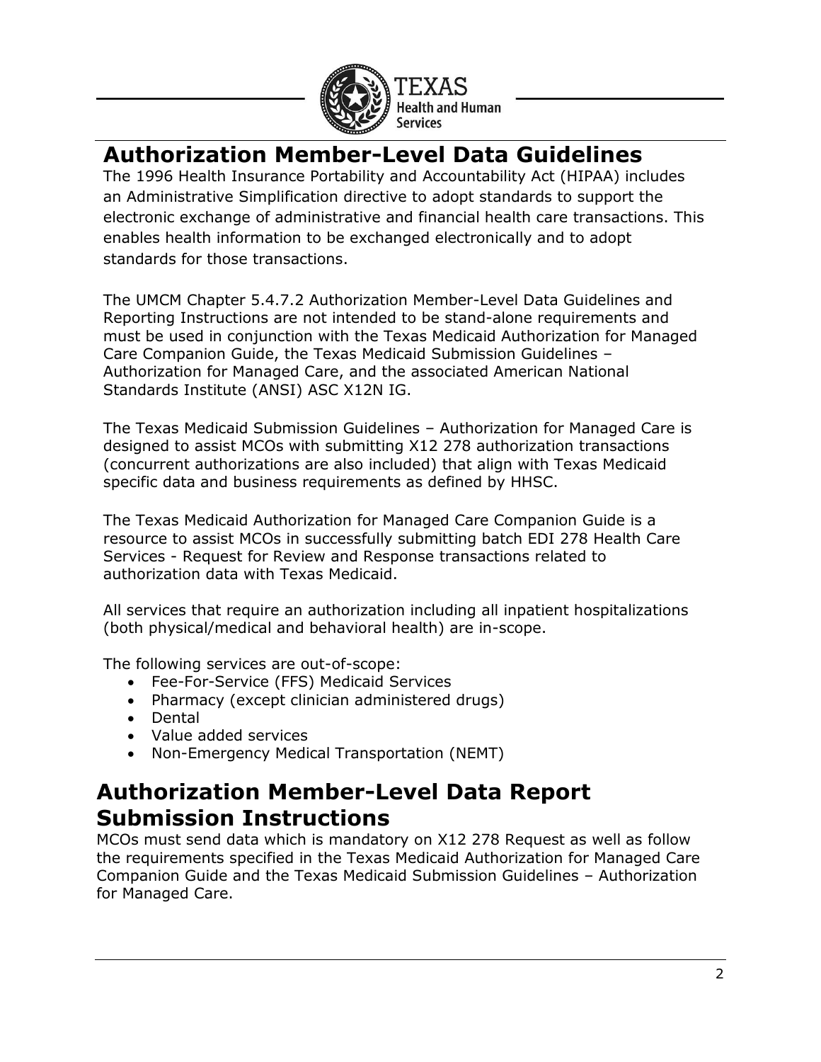## Authorization Member-Level Data Guidelines

The 1996 Health Insurance Portability and Accountability Act (HIPAA) includes an Administrative Simplification directive to adopt standards to support the electronic exchange of administrative and financial health care transactions. This enables health information to be exchanged electronically and to adopt standards for those transactions.

The UMCM Chapter 5.4.7.2 Authorization Member-Level Data Guidelines and Reporting Instructions are not intended to be stand-alone requirements and must be used in conjunction with the Texas Medicaid Authorization for Managed Care Companion Guide, the Texas Medicaid Submission Guidelines – Authorization for Managed Care, and the associated American National Standards Institute (ANSI) ASC X12N IG.

The Texas Medicaid Submission Guidelines – Authorization for Managed Care is designed to assist MCOs with submitting X12 278 authorization transactions (concurrent authorizations are also included) that align with Texas Medicaid specific data and business requirements as defined by HHSC.

The Texas Medicaid Authorization for Managed Care Companion Guide is a resource to assist MCOs in successfully submitting batch EDI 278 Health Care Services - Request for Review and Response transactions related to authorization data with Texas Medicaid.

All services that require an authorization including all inpatient hospitalizations (both physical/medical and behavioral health) are in-scope.

The following services are out-of-scope:

- Fee-For-Service (FFS) Medicaid Services
- Pharmacy (except clinician administered drugs)
- Dental
- Value added services
- Non-Emergency Medical Transportation (NEMT)

## Authorization Member-Level Data Report Submission Instructions

MCOs must send data which is mandatory on X12 278 Request as well as follow the requirements specified in the Texas Medicaid Authorization for Managed Care Companion Guide and the Texas Medicaid Submission Guidelines – Authorization for Managed Care.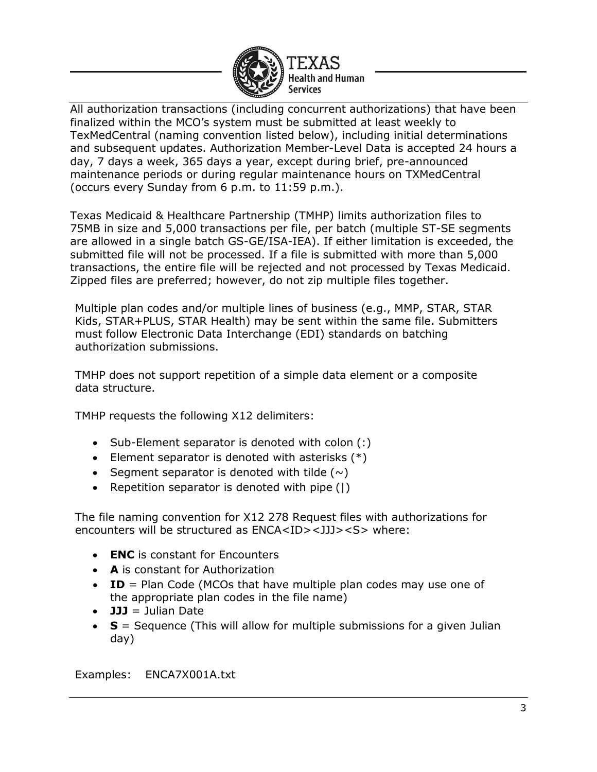All authorization transactions (including concurrent authorizations) that have been finalized within the MCO's system must be submitted at least weekly to TexMedCentral (naming convention listed below), including initial determinations and subsequent updates. Authorization Member-Level Data is accepted 24 hours a day, 7 days a week, 365 days a year, except during brief, pre-announced maintenance periods or during regular maintenance hours on TXMedCentral (occurs every Sunday from 6 p.m. to 11:59 p.m.).

Texas Medicaid & Healthcare Partnership (TMHP) limits authorization files to 75MB in size and 5,000 transactions per file, per batch (multiple ST-SE segments are allowed in a single batch GS-GE/ISA-IEA). If either limitation is exceeded, the submitted file will not be processed. If a file is submitted with more than 5,000 transactions, the entire file will be rejected and not processed by Texas Medicaid. Zipped files are preferred; however, do not zip multiple files together.

Multiple plan codes and/or multiple lines of business (e.g., MMP, STAR, STAR Kids, STAR+PLUS, STAR Health) may be sent within the same file. Submitters must follow Electronic Data Interchange (EDI) standards on batching authorization submissions.

TMHP does not support repetition of a simple data element or a composite data structure.

TMHP requests the following X12 delimiters:

- Sub-Element separator is denoted with colon (:)
- Element separator is denoted with asterisks (*)
- Segment separator is denoted with tilde (~)
- Repetition separator is denoted with pipe (|)

The file naming convention for X12 278 Request files with authorizations for encounters will be structured as ENCA<ID><JJJ><S> where:

- **ENC** is constant for Encounters
- **A** is constant for Authorization
- **ID** = Plan Code (MCOs that have multiple plan codes may use one of the appropriate plan codes in the file name)
- **JJJ** = Julian Date
- **S** = Sequence (This will allow for multiple submissions for a given Julian day)

Examples: ENCA7X001A.txt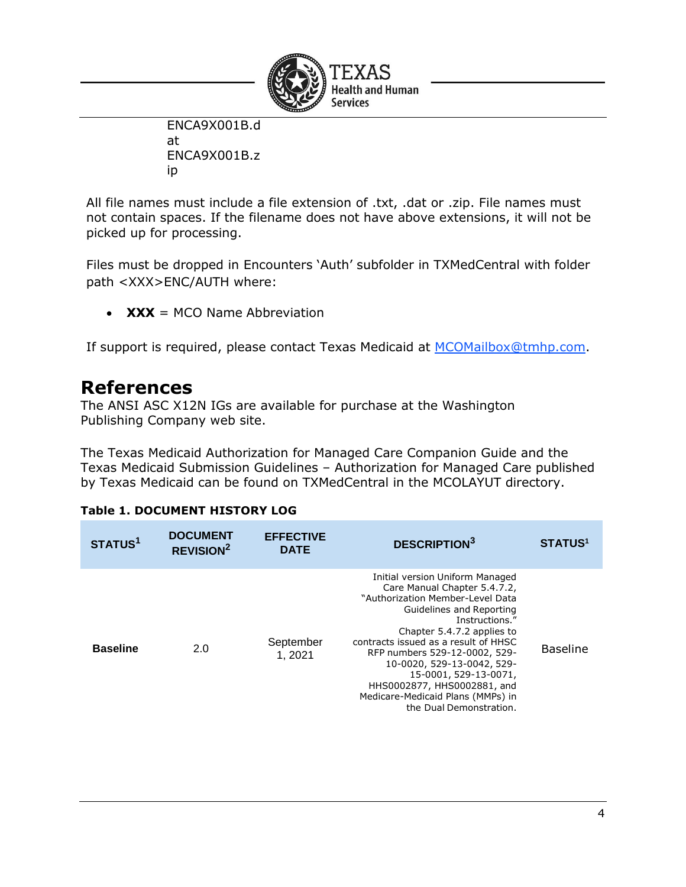ENCA9X001B.dat
ENCA9X001B.zip

All file names must include a file extension of .txt, .dat or .zip. File names must not contain spaces. If the filename does not have above extensions, it will not be picked up for processing.

Files must be dropped in Encounters 'Auth' subfolder in TXMedCentral with folder path <XXX>ENC/AUTH where:

- **XXX** = MCO Name Abbreviation

If support is required, please contact Texas Medicaid at MCOMailbox@tmhp.com.

## References

The ANSI ASC X12N IGs are available for purchase at the Washington Publishing Company web site.

The Texas Medicaid Authorization for Managed Care Companion Guide and the Texas Medicaid Submission Guidelines – Authorization for Managed Care published by Texas Medicaid can be found on TXMedCentral in the MCOLAYUT directory.

**Table 1. DOCUMENT HISTORY LOG**

| STATUS[1] | DOCUMENT REVISION[2] | EFFECTIVE DATE | DESCRIPTION[3] | STATUS[1] |
|---|---|---|---|---|
| **Baseline** | 2.0 | September 1, 2021 | Initial version Uniform Managed Care Manual Chapter 5.4.7.2, "Authorization Member-Level Data Guidelines and Reporting Instructions." Chapter 5.4.7.2 applies to contracts issued as a result of HHSC RFP numbers 529-12-0002, 529-10-0020, 529-13-0042, 529-15-0001, 529-13-0071, HHS0002877, HHS0002881, and Medicare-Medicaid Plans (MMPs) in the Dual Demonstration. | Baseline |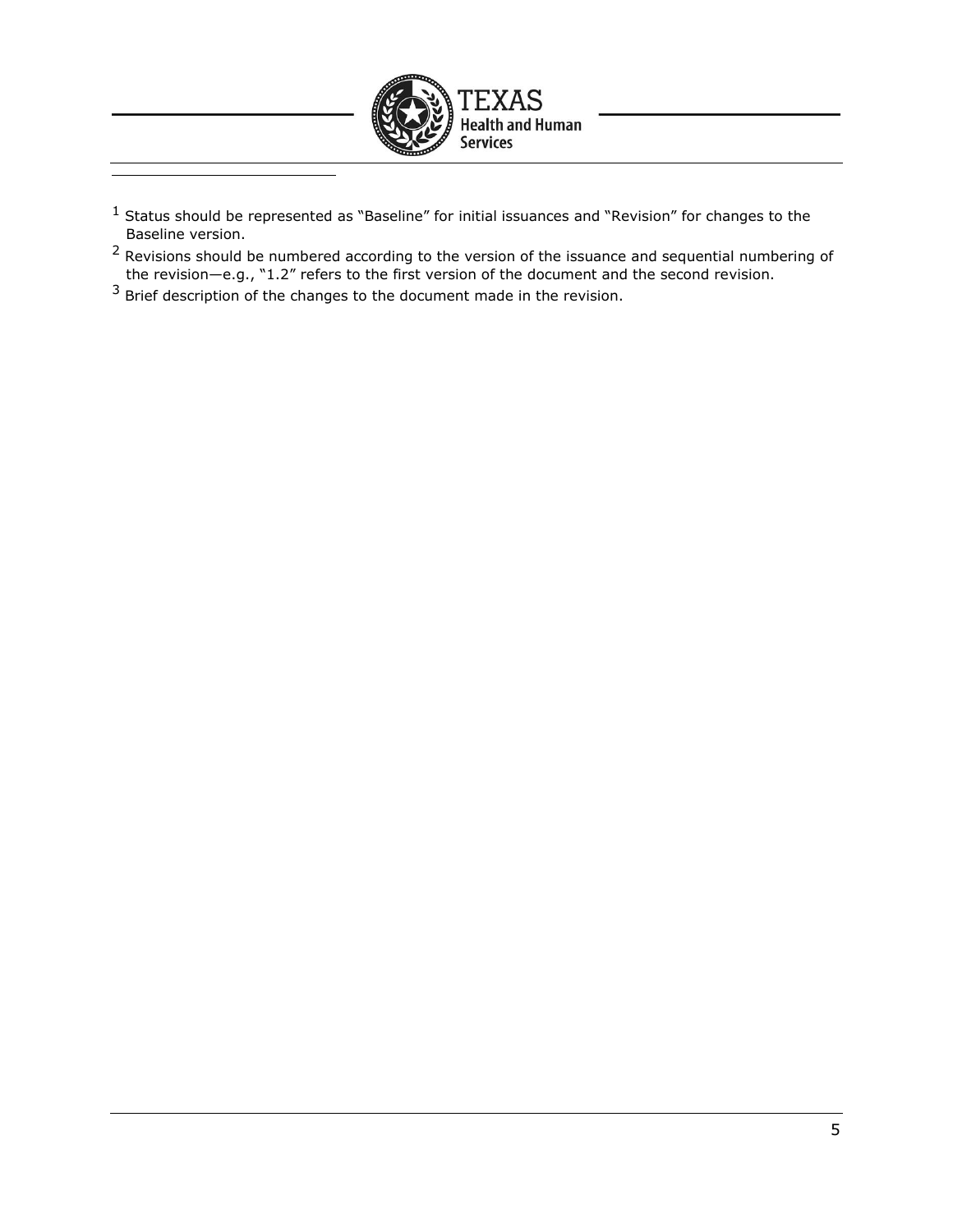[1] Status should be represented as "Baseline" for initial issuances and "Revision" for changes to the Baseline version.

[2] Revisions should be numbered according to the version of the issuance and sequential numbering of the revision—e.g., "1.2" refers to the first version of the document and the second revision.

[3] Brief description of the changes to the document made in the revision.